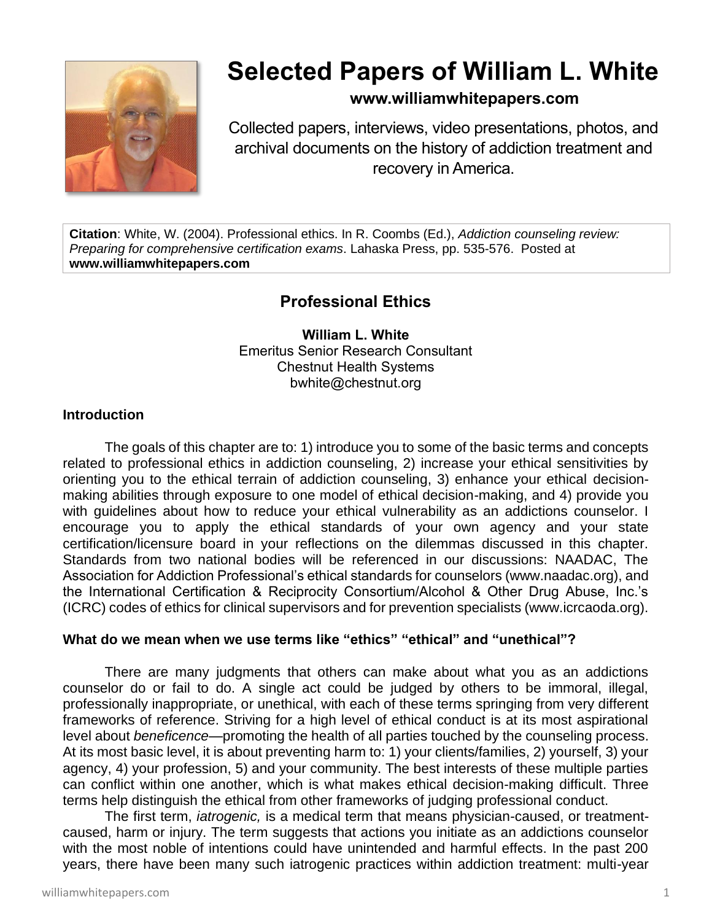# Selected Papers of William L. White

**www.williamwhitepapers.com**

Collected papers, interviews, video presentations, photos, and archival documents on the history of addiction treatment and recovery in America.

**Citation**: White, W. (2004). Professional ethics. In R. Coombs (Ed.), *Addiction counseling review: Preparing for comprehensive certification exams*. Lahaska Press, pp. 535-576. Posted at **www.williamwhitepapers.com**

## Professional Ethics

**William L. White**
Emeritus Senior Research Consultant
Chestnut Health Systems
bwhite@chestnut.org

### Introduction

The goals of this chapter are to: 1) introduce you to some of the basic terms and concepts related to professional ethics in addiction counseling, 2) increase your ethical sensitivities by orienting you to the ethical terrain of addiction counseling, 3) enhance your ethical decision-making abilities through exposure to one model of ethical decision-making, and 4) provide you with guidelines about how to reduce your ethical vulnerability as an addictions counselor. I encourage you to apply the ethical standards of your own agency and your state certification/licensure board in your reflections on the dilemmas discussed in this chapter. Standards from two national bodies will be referenced in our discussions: NAADAC, The Association for Addiction Professional's ethical standards for counselors (www.naadac.org), and the International Certification & Reciprocity Consortium/Alcohol & Other Drug Abuse, Inc.'s (ICRC) codes of ethics for clinical supervisors and for prevention specialists (www.icrcaoda.org).

### What do we mean when we use terms like "ethics" "ethical" and "unethical"?

There are many judgments that others can make about what you as an addictions counselor do or fail to do. A single act could be judged by others to be immoral, illegal, professionally inappropriate, or unethical, with each of these terms springing from very different frameworks of reference. Striving for a high level of ethical conduct is at its most aspirational level about *beneficence*—promoting the health of all parties touched by the counseling process. At its most basic level, it is about preventing harm to: 1) your clients/families, 2) yourself, 3) your agency, 4) your profession, 5) and your community. The best interests of these multiple parties can conflict within one another, which is what makes ethical decision-making difficult. Three terms help distinguish the ethical from other frameworks of judging professional conduct.

The first term, *iatrogenic,* is a medical term that means physician-caused, or treatment-caused, harm or injury. The term suggests that actions you initiate as an addictions counselor with the most noble of intentions could have unintended and harmful effects. In the past 200 years, there have been many such iatrogenic practices within addiction treatment: multi-year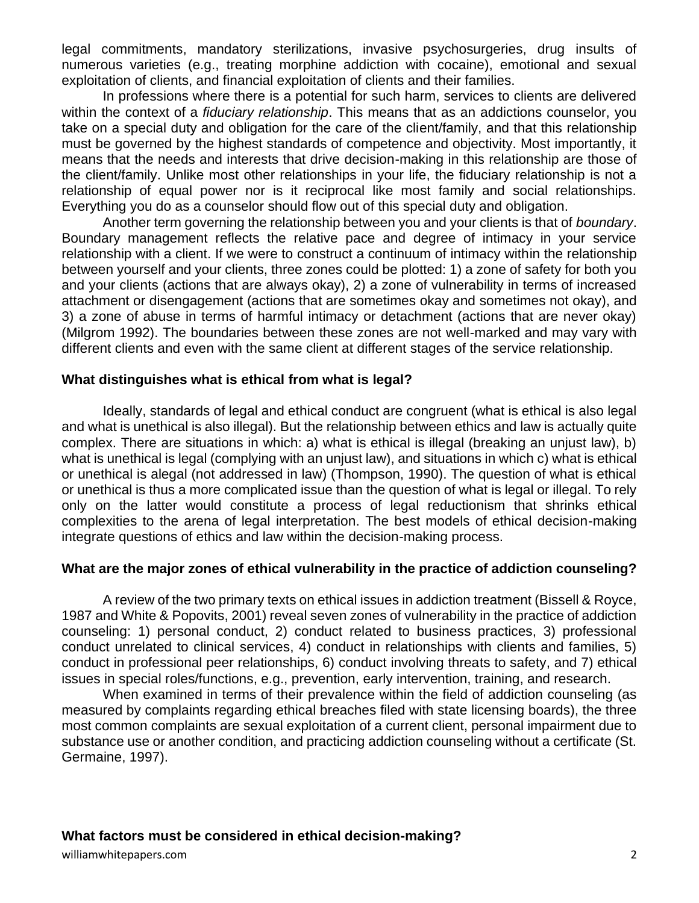legal commitments, mandatory sterilizations, invasive psychosurgeries, drug insults of numerous varieties (e.g., treating morphine addiction with cocaine), emotional and sexual exploitation of clients, and financial exploitation of clients and their families.

In professions where there is a potential for such harm, services to clients are delivered within the context of a *fiduciary relationship*. This means that as an addictions counselor, you take on a special duty and obligation for the care of the client/family, and that this relationship must be governed by the highest standards of competence and objectivity. Most importantly, it means that the needs and interests that drive decision-making in this relationship are those of the client/family. Unlike most other relationships in your life, the fiduciary relationship is not a relationship of equal power nor is it reciprocal like most family and social relationships. Everything you do as a counselor should flow out of this special duty and obligation.

Another term governing the relationship between you and your clients is that of *boundary*. Boundary management reflects the relative pace and degree of intimacy in your service relationship with a client. If we were to construct a continuum of intimacy within the relationship between yourself and your clients, three zones could be plotted: 1) a zone of safety for both you and your clients (actions that are always okay), 2) a zone of vulnerability in terms of increased attachment or disengagement (actions that are sometimes okay and sometimes not okay), and 3) a zone of abuse in terms of harmful intimacy or detachment (actions that are never okay) (Milgrom 1992). The boundaries between these zones are not well-marked and may vary with different clients and even with the same client at different stages of the service relationship.

**What distinguishes what is ethical from what is legal?**

Ideally, standards of legal and ethical conduct are congruent (what is ethical is also legal and what is unethical is also illegal). But the relationship between ethics and law is actually quite complex. There are situations in which: a) what is ethical is illegal (breaking an unjust law), b) what is unethical is legal (complying with an unjust law), and situations in which c) what is ethical or unethical is alegal (not addressed in law) (Thompson, 1990). The question of what is ethical or unethical is thus a more complicated issue than the question of what is legal or illegal. To rely only on the latter would constitute a process of legal reductionism that shrinks ethical complexities to the arena of legal interpretation. The best models of ethical decision-making integrate questions of ethics and law within the decision-making process.

**What are the major zones of ethical vulnerability in the practice of addiction counseling?**

A review of the two primary texts on ethical issues in addiction treatment (Bissell & Royce, 1987 and White & Popovits, 2001) reveal seven zones of vulnerability in the practice of addiction counseling: 1) personal conduct, 2) conduct related to business practices, 3) professional conduct unrelated to clinical services, 4) conduct in relationships with clients and families, 5) conduct in professional peer relationships, 6) conduct involving threats to safety, and 7) ethical issues in special roles/functions, e.g., prevention, early intervention, training, and research.

When examined in terms of their prevalence within the field of addiction counseling (as measured by complaints regarding ethical breaches filed with state licensing boards), the three most common complaints are sexual exploitation of a current client, personal impairment due to substance use or another condition, and practicing addiction counseling without a certificate (St. Germaine, 1997).

**What factors must be considered in ethical decision-making?**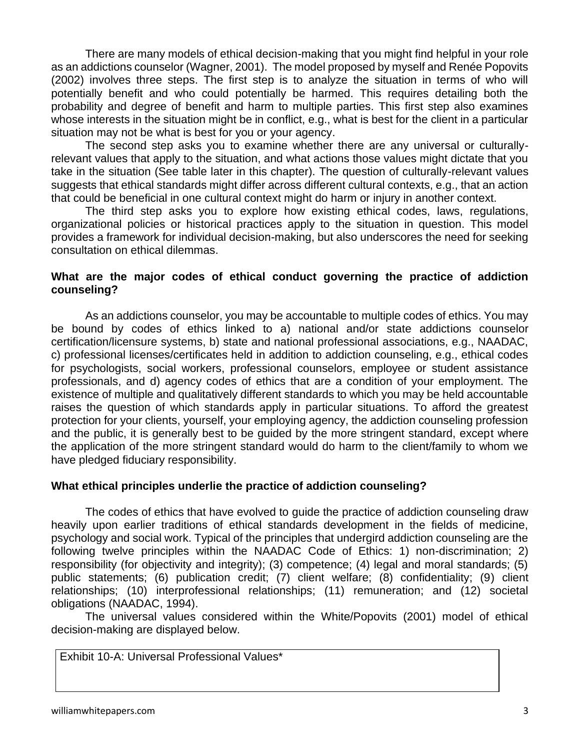There are many models of ethical decision-making that you might find helpful in your role as an addictions counselor (Wagner, 2001). The model proposed by myself and Renée Popovits (2002) involves three steps. The first step is to analyze the situation in terms of who will potentially benefit and who could potentially be harmed. This requires detailing both the probability and degree of benefit and harm to multiple parties. This first step also examines whose interests in the situation might be in conflict, e.g., what is best for the client in a particular situation may not be what is best for you or your agency.

The second step asks you to examine whether there are any universal or culturally-relevant values that apply to the situation, and what actions those values might dictate that you take in the situation (See table later in this chapter). The question of culturally-relevant values suggests that ethical standards might differ across different cultural contexts, e.g., that an action that could be beneficial in one cultural context might do harm or injury in another context.

The third step asks you to explore how existing ethical codes, laws, regulations, organizational policies or historical practices apply to the situation in question. This model provides a framework for individual decision-making, but also underscores the need for seeking consultation on ethical dilemmas.

**What are the major codes of ethical conduct governing the practice of addiction counseling?**

As an addictions counselor, you may be accountable to multiple codes of ethics. You may be bound by codes of ethics linked to a) national and/or state addictions counselor certification/licensure systems, b) state and national professional associations, e.g., NAADAC, c) professional licenses/certificates held in addition to addiction counseling, e.g., ethical codes for psychologists, social workers, professional counselors, employee or student assistance professionals, and d) agency codes of ethics that are a condition of your employment. The existence of multiple and qualitatively different standards to which you may be held accountable raises the question of which standards apply in particular situations. To afford the greatest protection for your clients, yourself, your employing agency, the addiction counseling profession and the public, it is generally best to be guided by the more stringent standard, except where the application of the more stringent standard would do harm to the client/family to whom we have pledged fiduciary responsibility.

**What ethical principles underlie the practice of addiction counseling?**

The codes of ethics that have evolved to guide the practice of addiction counseling draw heavily upon earlier traditions of ethical standards development in the fields of medicine, psychology and social work. Typical of the principles that undergird addiction counseling are the following twelve principles within the NAADAC Code of Ethics: 1) non-discrimination; 2) responsibility (for objectivity and integrity); (3) competence; (4) legal and moral standards; (5) public statements; (6) publication credit; (7) client welfare; (8) confidentiality; (9) client relationships; (10) interprofessional relationships; (11) remuneration; and (12) societal obligations (NAADAC, 1994).

The universal values considered within the White/Popovits (2001) model of ethical decision-making are displayed below.

| Exhibit 10-A: Universal Professional Values* |
| --- |
| |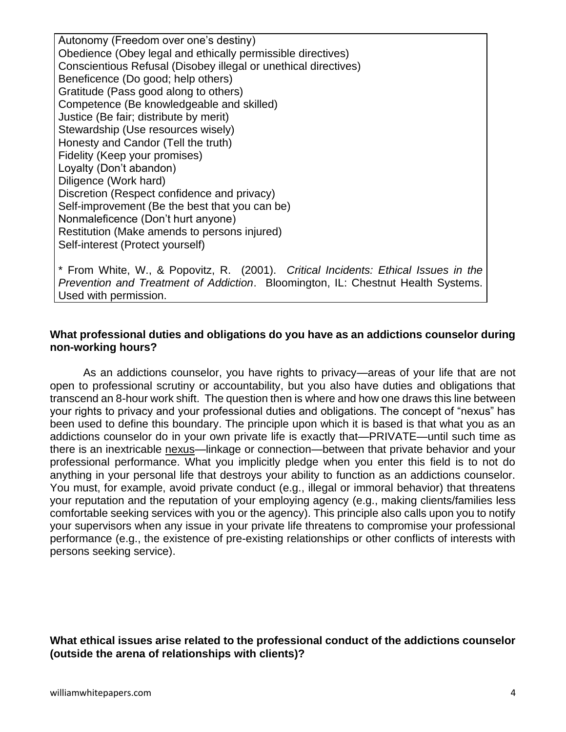Autonomy (Freedom over one's destiny)
Obedience (Obey legal and ethically permissible directives)
Conscientious Refusal (Disobey illegal or unethical directives)
Beneficence (Do good; help others)
Gratitude (Pass good along to others)
Competence (Be knowledgeable and skilled)
Justice (Be fair; distribute by merit)
Stewardship (Use resources wisely)
Honesty and Candor (Tell the truth)
Fidelity (Keep your promises)
Loyalty (Don't abandon)
Diligence (Work hard)
Discretion (Respect confidence and privacy)
Self-improvement (Be the best that you can be)
Nonmaleficence (Don't hurt anyone)
Restitution (Make amends to persons injured)
Self-interest (Protect yourself)

* From White, W., & Popovitz, R. (2001). *Critical Incidents: Ethical Issues in the Prevention and Treatment of Addiction*. Bloomington, IL: Chestnut Health Systems. Used with permission.

**What professional duties and obligations do you have as an addictions counselor during non-working hours?**

As an addictions counselor, you have rights to privacy—areas of your life that are not open to professional scrutiny or accountability, but you also have duties and obligations that transcend an 8-hour work shift. The question then is where and how one draws this line between your rights to privacy and your professional duties and obligations. The concept of "nexus" has been used to define this boundary. The principle upon which it is based is that what you as an addictions counselor do in your own private life is exactly that—PRIVATE—until such time as there is an inextricable <u>nexus</u>—linkage or connection—between that private behavior and your professional performance. What you implicitly pledge when you enter this field is to not do anything in your personal life that destroys your ability to function as an addictions counselor. You must, for example, avoid private conduct (e.g., illegal or immoral behavior) that threatens your reputation and the reputation of your employing agency (e.g., making clients/families less comfortable seeking services with you or the agency). This principle also calls upon you to notify your supervisors when any issue in your private life threatens to compromise your professional performance (e.g., the existence of pre-existing relationships or other conflicts of interests with persons seeking service).

**What ethical issues arise related to the professional conduct of the addictions counselor (outside the arena of relationships with clients)?**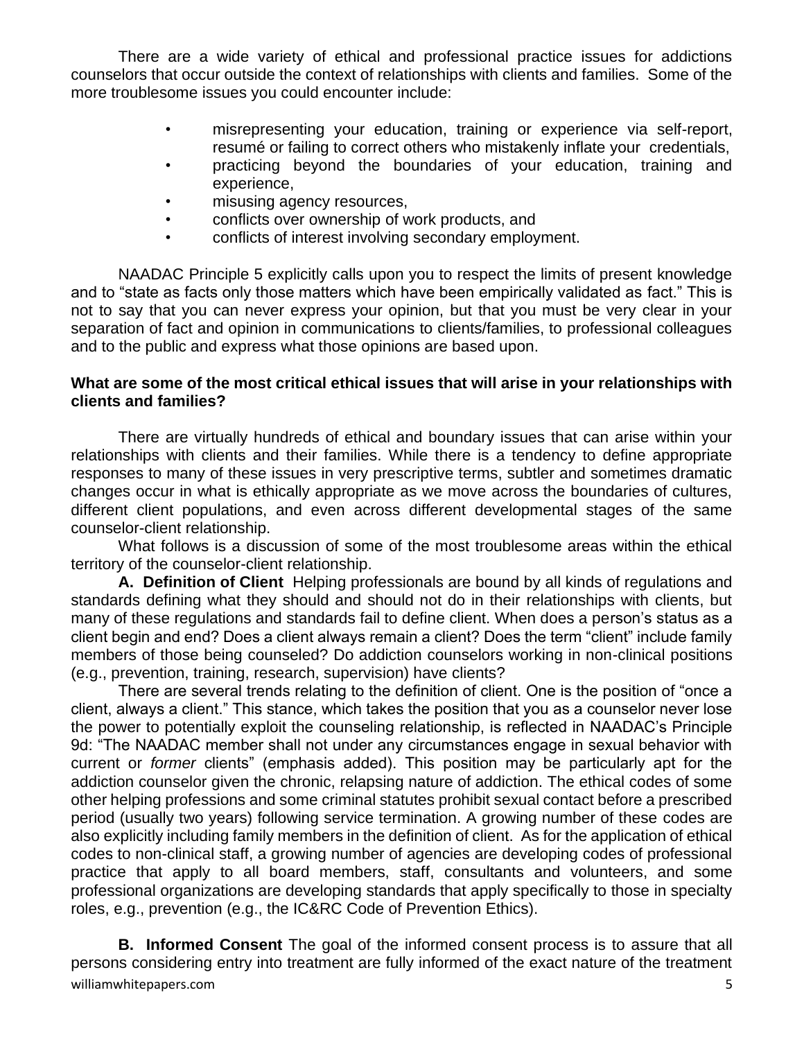There are a wide variety of ethical and professional practice issues for addictions counselors that occur outside the context of relationships with clients and families. Some of the more troublesome issues you could encounter include:

- misrepresenting your education, training or experience via self-report, resumé or failing to correct others who mistakenly inflate your credentials,
- practicing beyond the boundaries of your education, training and experience,
- misusing agency resources,
- conflicts over ownership of work products, and
- conflicts of interest involving secondary employment.

NAADAC Principle 5 explicitly calls upon you to respect the limits of present knowledge and to "state as facts only those matters which have been empirically validated as fact." This is not to say that you can never express your opinion, but that you must be very clear in your separation of fact and opinion in communications to clients/families, to professional colleagues and to the public and express what those opinions are based upon.

**What are some of the most critical ethical issues that will arise in your relationships with clients and families?**

There are virtually hundreds of ethical and boundary issues that can arise within your relationships with clients and their families. While there is a tendency to define appropriate responses to many of these issues in very prescriptive terms, subtler and sometimes dramatic changes occur in what is ethically appropriate as we move across the boundaries of cultures, different client populations, and even across different developmental stages of the same counselor-client relationship.

What follows is a discussion of some of the most troublesome areas within the ethical territory of the counselor-client relationship.

**A. Definition of Client** Helping professionals are bound by all kinds of regulations and standards defining what they should and should not do in their relationships with clients, but many of these regulations and standards fail to define client. When does a person's status as a client begin and end? Does a client always remain a client? Does the term "client" include family members of those being counseled? Do addiction counselors working in non-clinical positions (e.g., prevention, training, research, supervision) have clients?

There are several trends relating to the definition of client. One is the position of "once a client, always a client." This stance, which takes the position that you as a counselor never lose the power to potentially exploit the counseling relationship, is reflected in NAADAC's Principle 9d: "The NAADAC member shall not under any circumstances engage in sexual behavior with current or *former* clients" (emphasis added). This position may be particularly apt for the addiction counselor given the chronic, relapsing nature of addiction. The ethical codes of some other helping professions and some criminal statutes prohibit sexual contact before a prescribed period (usually two years) following service termination. A growing number of these codes are also explicitly including family members in the definition of client. As for the application of ethical codes to non-clinical staff, a growing number of agencies are developing codes of professional practice that apply to all board members, staff, consultants and volunteers, and some professional organizations are developing standards that apply specifically to those in specialty roles, e.g., prevention (e.g., the IC&RC Code of Prevention Ethics).

**B. Informed Consent** The goal of the informed consent process is to assure that all persons considering entry into treatment are fully informed of the exact nature of the treatment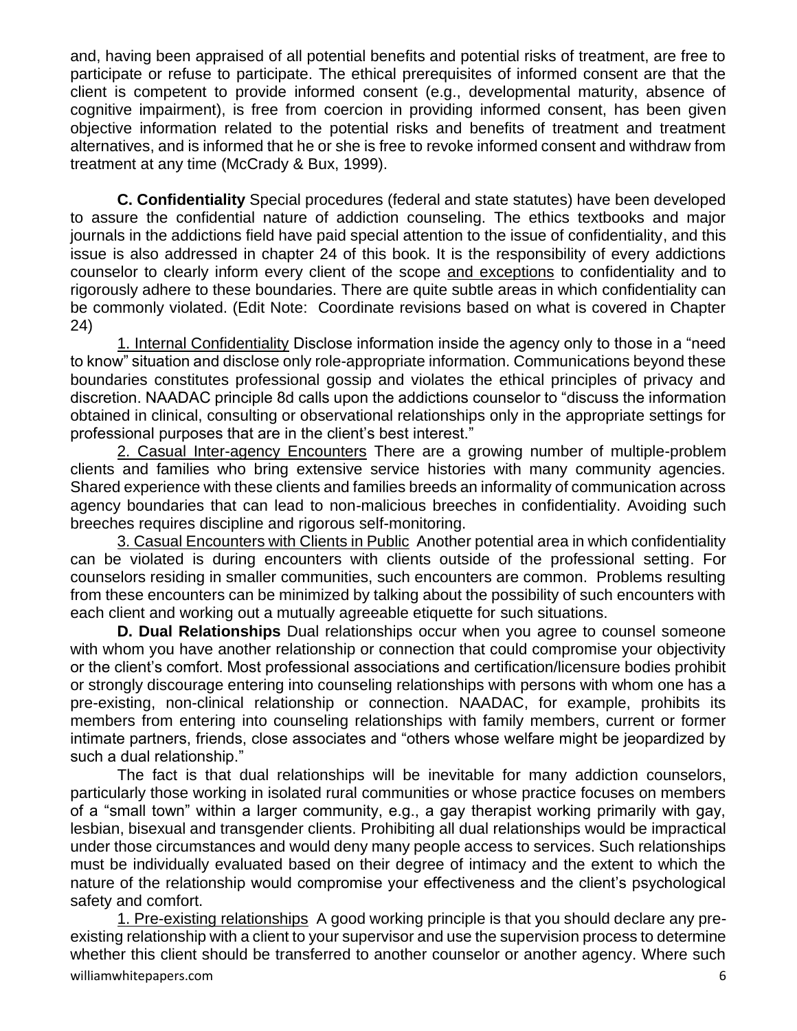and, having been appraised of all potential benefits and potential risks of treatment, are free to participate or refuse to participate. The ethical prerequisites of informed consent are that the client is competent to provide informed consent (e.g., developmental maturity, absence of cognitive impairment), is free from coercion in providing informed consent, has been given objective information related to the potential risks and benefits of treatment and treatment alternatives, and is informed that he or she is free to revoke informed consent and withdraw from treatment at any time (McCrady & Bux, 1999).

**C. Confidentiality** Special procedures (federal and state statutes) have been developed to assure the confidential nature of addiction counseling. The ethics textbooks and major journals in the addictions field have paid special attention to the issue of confidentiality, and this issue is also addressed in chapter 24 of this book. It is the responsibility of every addictions counselor to clearly inform every client of the scope and exceptions to confidentiality and to rigorously adhere to these boundaries. There are quite subtle areas in which confidentiality can be commonly violated. (Edit Note: Coordinate revisions based on what is covered in Chapter 24)

1. Internal Confidentiality Disclose information inside the agency only to those in a "need to know" situation and disclose only role-appropriate information. Communications beyond these boundaries constitutes professional gossip and violates the ethical principles of privacy and discretion. NAADAC principle 8d calls upon the addictions counselor to "discuss the information obtained in clinical, consulting or observational relationships only in the appropriate settings for professional purposes that are in the client's best interest."

2. Casual Inter-agency Encounters There are a growing number of multiple-problem clients and families who bring extensive service histories with many community agencies. Shared experience with these clients and families breeds an informality of communication across agency boundaries that can lead to non-malicious breeches in confidentiality. Avoiding such breeches requires discipline and rigorous self-monitoring.

3. Casual Encounters with Clients in Public Another potential area in which confidentiality can be violated is during encounters with clients outside of the professional setting. For counselors residing in smaller communities, such encounters are common. Problems resulting from these encounters can be minimized by talking about the possibility of such encounters with each client and working out a mutually agreeable etiquette for such situations.

**D. Dual Relationships** Dual relationships occur when you agree to counsel someone with whom you have another relationship or connection that could compromise your objectivity or the client's comfort. Most professional associations and certification/licensure bodies prohibit or strongly discourage entering into counseling relationships with persons with whom one has a pre-existing, non-clinical relationship or connection. NAADAC, for example, prohibits its members from entering into counseling relationships with family members, current or former intimate partners, friends, close associates and "others whose welfare might be jeopardized by such a dual relationship."

The fact is that dual relationships will be inevitable for many addiction counselors, particularly those working in isolated rural communities or whose practice focuses on members of a "small town" within a larger community, e.g., a gay therapist working primarily with gay, lesbian, bisexual and transgender clients. Prohibiting all dual relationships would be impractical under those circumstances and would deny many people access to services. Such relationships must be individually evaluated based on their degree of intimacy and the extent to which the nature of the relationship would compromise your effectiveness and the client's psychological safety and comfort.

1. Pre-existing relationships A good working principle is that you should declare any pre-existing relationship with a client to your supervisor and use the supervision process to determine whether this client should be transferred to another counselor or another agency. Where such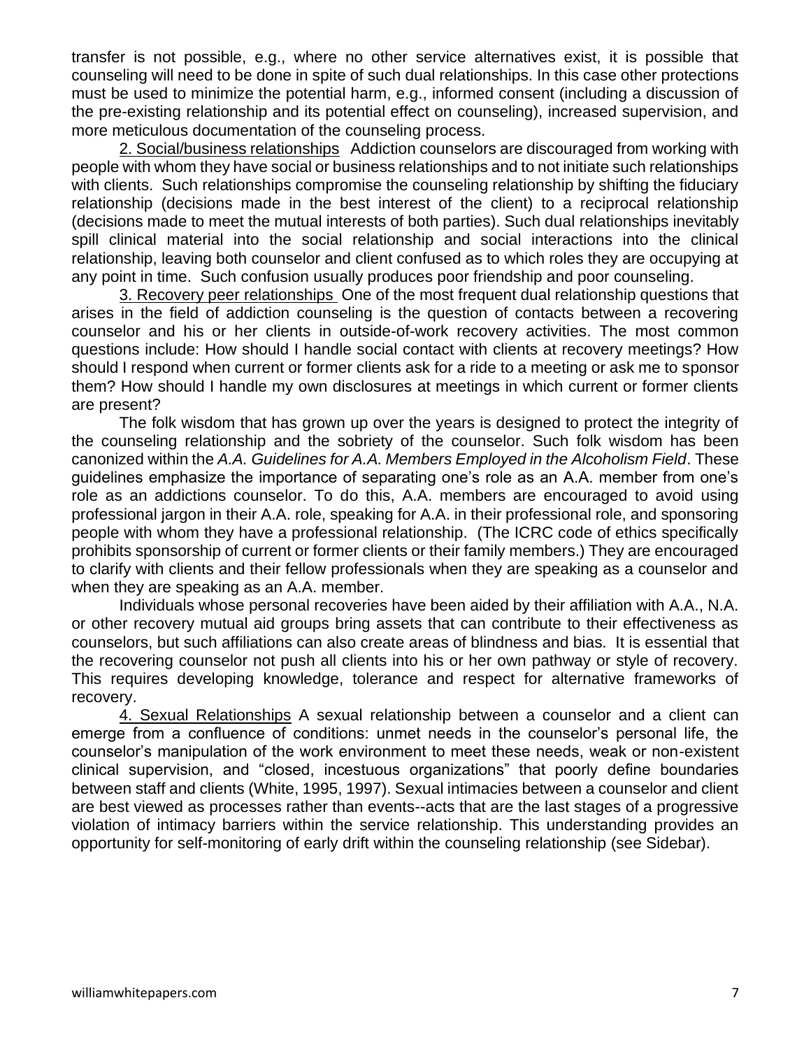transfer is not possible, e.g., where no other service alternatives exist, it is possible that counseling will need to be done in spite of such dual relationships. In this case other protections must be used to minimize the potential harm, e.g., informed consent (including a discussion of the pre-existing relationship and its potential effect on counseling), increased supervision, and more meticulous documentation of the counseling process.

<u>2. Social/business relationships</u> Addiction counselors are discouraged from working with people with whom they have social or business relationships and to not initiate such relationships with clients. Such relationships compromise the counseling relationship by shifting the fiduciary relationship (decisions made in the best interest of the client) to a reciprocal relationship (decisions made to meet the mutual interests of both parties). Such dual relationships inevitably spill clinical material into the social relationship and social interactions into the clinical relationship, leaving both counselor and client confused as to which roles they are occupying at any point in time. Such confusion usually produces poor friendship and poor counseling.

<u>3. Recovery peer relationships</u> One of the most frequent dual relationship questions that arises in the field of addiction counseling is the question of contacts between a recovering counselor and his or her clients in outside-of-work recovery activities. The most common questions include: How should I handle social contact with clients at recovery meetings? How should I respond when current or former clients ask for a ride to a meeting or ask me to sponsor them? How should I handle my own disclosures at meetings in which current or former clients are present?

The folk wisdom that has grown up over the years is designed to protect the integrity of the counseling relationship and the sobriety of the counselor. Such folk wisdom has been canonized within the *A.A. Guidelines for A.A. Members Employed in the Alcoholism Field*. These guidelines emphasize the importance of separating one's role as an A.A. member from one's role as an addictions counselor. To do this, A.A. members are encouraged to avoid using professional jargon in their A.A. role, speaking for A.A. in their professional role, and sponsoring people with whom they have a professional relationship. (The ICRC code of ethics specifically prohibits sponsorship of current or former clients or their family members.) They are encouraged to clarify with clients and their fellow professionals when they are speaking as a counselor and when they are speaking as an A.A. member.

Individuals whose personal recoveries have been aided by their affiliation with A.A., N.A. or other recovery mutual aid groups bring assets that can contribute to their effectiveness as counselors, but such affiliations can also create areas of blindness and bias. It is essential that the recovering counselor not push all clients into his or her own pathway or style of recovery. This requires developing knowledge, tolerance and respect for alternative frameworks of recovery.

<u>4. Sexual Relationships</u> A sexual relationship between a counselor and a client can emerge from a confluence of conditions: unmet needs in the counselor's personal life, the counselor's manipulation of the work environment to meet these needs, weak or non-existent clinical supervision, and "closed, incestuous organizations" that poorly define boundaries between staff and clients (White, 1995, 1997). Sexual intimacies between a counselor and client are best viewed as processes rather than events--acts that are the last stages of a progressive violation of intimacy barriers within the service relationship. This understanding provides an opportunity for self-monitoring of early drift within the counseling relationship (see Sidebar).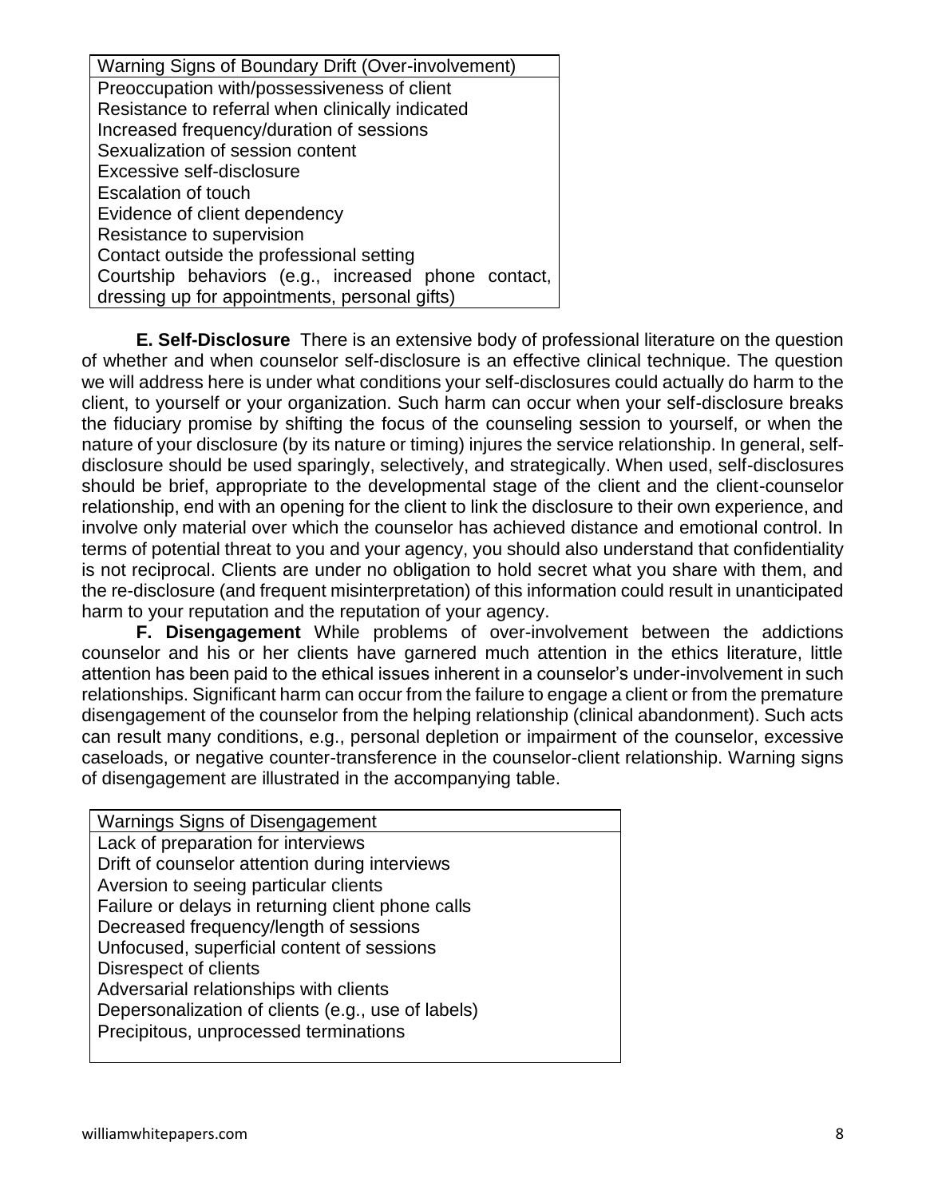| Warning Signs of Boundary Drift (Over-involvement) |
|---|
| Preoccupation with/possessiveness of client |
| Resistance to referral when clinically indicated |
| Increased frequency/duration of sessions |
| Sexualization of session content |
| Excessive self-disclosure |
| Escalation of touch |
| Evidence of client dependency |
| Resistance to supervision |
| Contact outside the professional setting |
| Courtship behaviors (e.g., increased phone contact, dressing up for appointments, personal gifts) |

**E. Self-Disclosure** There is an extensive body of professional literature on the question of whether and when counselor self-disclosure is an effective clinical technique. The question we will address here is under what conditions your self-disclosures could actually do harm to the client, to yourself or your organization. Such harm can occur when your self-disclosure breaks the fiduciary promise by shifting the focus of the counseling session to yourself, or when the nature of your disclosure (by its nature or timing) injures the service relationship. In general, self-disclosure should be used sparingly, selectively, and strategically. When used, self-disclosures should be brief, appropriate to the developmental stage of the client and the client-counselor relationship, end with an opening for the client to link the disclosure to their own experience, and involve only material over which the counselor has achieved distance and emotional control. In terms of potential threat to you and your agency, you should also understand that confidentiality is not reciprocal. Clients are under no obligation to hold secret what you share with them, and the re-disclosure (and frequent misinterpretation) of this information could result in unanticipated harm to your reputation and the reputation of your agency.

**F. Disengagement** While problems of over-involvement between the addictions counselor and his or her clients have garnered much attention in the ethics literature, little attention has been paid to the ethical issues inherent in a counselor's under-involvement in such relationships. Significant harm can occur from the failure to engage a client or from the premature disengagement of the counselor from the helping relationship (clinical abandonment). Such acts can result many conditions, e.g., personal depletion or impairment of the counselor, excessive caseloads, or negative counter-transference in the counselor-client relationship. Warning signs of disengagement are illustrated in the accompanying table.

| Warnings Signs of Disengagement |
|---|
| Lack of preparation for interviews |
| Drift of counselor attention during interviews |
| Aversion to seeing particular clients |
| Failure or delays in returning client phone calls |
| Decreased frequency/length of sessions |
| Unfocused, superficial content of sessions |
| Disrespect of clients |
| Adversarial relationships with clients |
| Depersonalization of clients (e.g., use of labels) |
| Precipitous, unprocessed terminations |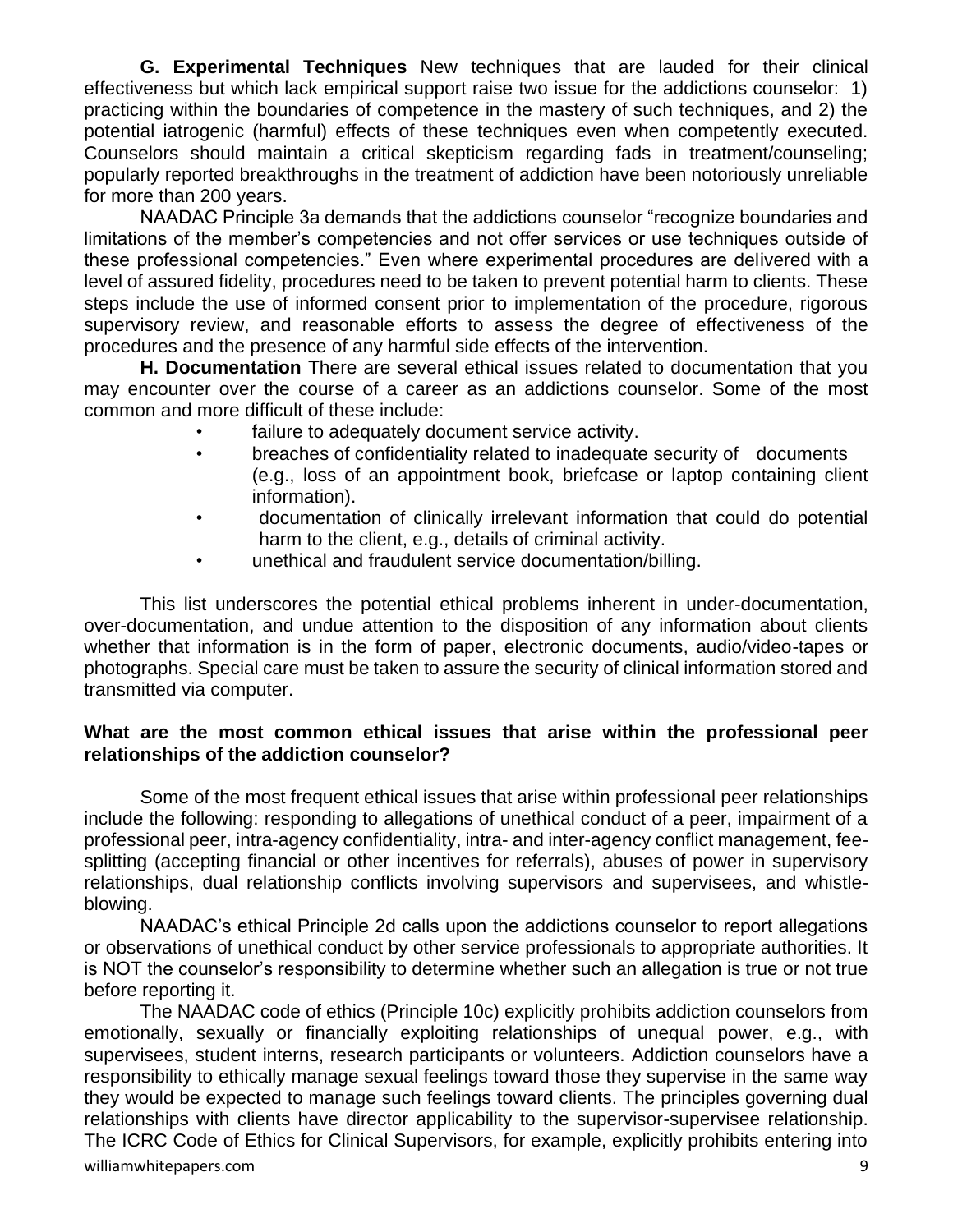**G. Experimental Techniques** New techniques that are lauded for their clinical effectiveness but which lack empirical support raise two issue for the addictions counselor: 1) practicing within the boundaries of competence in the mastery of such techniques, and 2) the potential iatrogenic (harmful) effects of these techniques even when competently executed. Counselors should maintain a critical skepticism regarding fads in treatment/counseling; popularly reported breakthroughs in the treatment of addiction have been notoriously unreliable for more than 200 years.

NAADAC Principle 3a demands that the addictions counselor "recognize boundaries and limitations of the member's competencies and not offer services or use techniques outside of these professional competencies." Even where experimental procedures are delivered with a level of assured fidelity, procedures need to be taken to prevent potential harm to clients. These steps include the use of informed consent prior to implementation of the procedure, rigorous supervisory review, and reasonable efforts to assess the degree of effectiveness of the procedures and the presence of any harmful side effects of the intervention.

**H. Documentation** There are several ethical issues related to documentation that you may encounter over the course of a career as an addictions counselor. Some of the most common and more difficult of these include:

- failure to adequately document service activity.
- breaches of confidentiality related to inadequate security of documents (e.g., loss of an appointment book, briefcase or laptop containing client information).
- documentation of clinically irrelevant information that could do potential harm to the client, e.g., details of criminal activity.
- unethical and fraudulent service documentation/billing.

This list underscores the potential ethical problems inherent in under-documentation, over-documentation, and undue attention to the disposition of any information about clients whether that information is in the form of paper, electronic documents, audio/video-tapes or photographs. Special care must be taken to assure the security of clinical information stored and transmitted via computer.

**What are the most common ethical issues that arise within the professional peer relationships of the addiction counselor?**

Some of the most frequent ethical issues that arise within professional peer relationships include the following: responding to allegations of unethical conduct of a peer, impairment of a professional peer, intra-agency confidentiality, intra- and inter-agency conflict management, fee-splitting (accepting financial or other incentives for referrals), abuses of power in supervisory relationships, dual relationship conflicts involving supervisors and supervisees, and whistle-blowing.

NAADAC's ethical Principle 2d calls upon the addictions counselor to report allegations or observations of unethical conduct by other service professionals to appropriate authorities. It is NOT the counselor's responsibility to determine whether such an allegation is true or not true before reporting it.

The NAADAC code of ethics (Principle 10c) explicitly prohibits addiction counselors from emotionally, sexually or financially exploiting relationships of unequal power, e.g., with supervisees, student interns, research participants or volunteers. Addiction counselors have a responsibility to ethically manage sexual feelings toward those they supervise in the same way they would be expected to manage such feelings toward clients. The principles governing dual relationships with clients have director applicability to the supervisor-supervisee relationship. The ICRC Code of Ethics for Clinical Supervisors, for example, explicitly prohibits entering into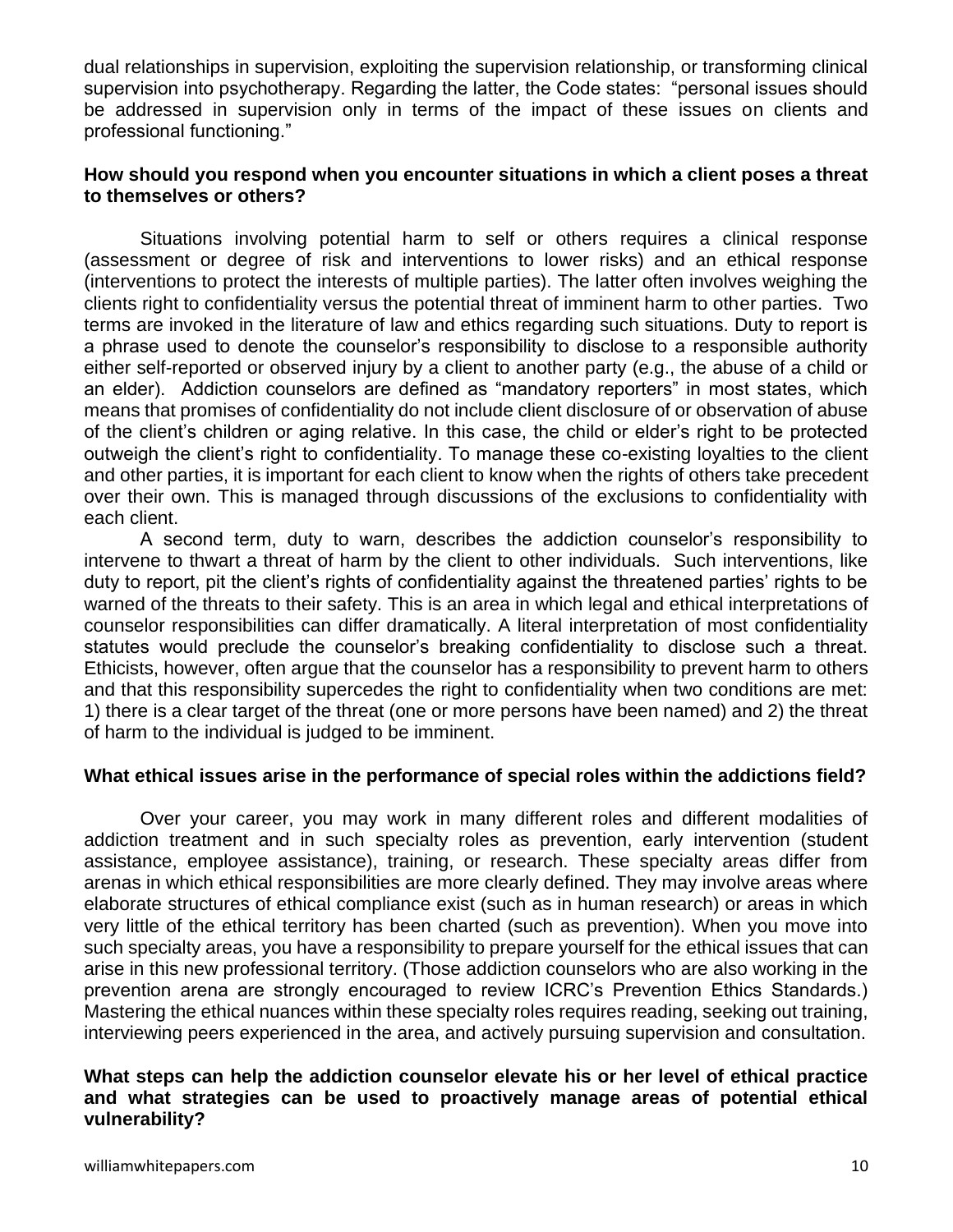dual relationships in supervision, exploiting the supervision relationship, or transforming clinical supervision into psychotherapy. Regarding the latter, the Code states: "personal issues should be addressed in supervision only in terms of the impact of these issues on clients and professional functioning."

**How should you respond when you encounter situations in which a client poses a threat to themselves or others?**

Situations involving potential harm to self or others requires a clinical response (assessment or degree of risk and interventions to lower risks) and an ethical response (interventions to protect the interests of multiple parties). The latter often involves weighing the clients right to confidentiality versus the potential threat of imminent harm to other parties. Two terms are invoked in the literature of law and ethics regarding such situations. Duty to report is a phrase used to denote the counselor's responsibility to disclose to a responsible authority either self-reported or observed injury by a client to another party (e.g., the abuse of a child or an elder). Addiction counselors are defined as "mandatory reporters" in most states, which means that promises of confidentiality do not include client disclosure of or observation of abuse of the client's children or aging relative. In this case, the child or elder's right to be protected outweigh the client's right to confidentiality. To manage these co-existing loyalties to the client and other parties, it is important for each client to know when the rights of others take precedent over their own. This is managed through discussions of the exclusions to confidentiality with each client.

A second term, duty to warn, describes the addiction counselor's responsibility to intervene to thwart a threat of harm by the client to other individuals. Such interventions, like duty to report, pit the client's rights of confidentiality against the threatened parties' rights to be warned of the threats to their safety. This is an area in which legal and ethical interpretations of counselor responsibilities can differ dramatically. A literal interpretation of most confidentiality statutes would preclude the counselor's breaking confidentiality to disclose such a threat. Ethicists, however, often argue that the counselor has a responsibility to prevent harm to others and that this responsibility supercedes the right to confidentiality when two conditions are met: 1) there is a clear target of the threat (one or more persons have been named) and 2) the threat of harm to the individual is judged to be imminent.

**What ethical issues arise in the performance of special roles within the addictions field?**

Over your career, you may work in many different roles and different modalities of addiction treatment and in such specialty roles as prevention, early intervention (student assistance, employee assistance), training, or research. These specialty areas differ from arenas in which ethical responsibilities are more clearly defined. They may involve areas where elaborate structures of ethical compliance exist (such as in human research) or areas in which very little of the ethical territory has been charted (such as prevention). When you move into such specialty areas, you have a responsibility to prepare yourself for the ethical issues that can arise in this new professional territory. (Those addiction counselors who are also working in the prevention arena are strongly encouraged to review ICRC's Prevention Ethics Standards.) Mastering the ethical nuances within these specialty roles requires reading, seeking out training, interviewing peers experienced in the area, and actively pursuing supervision and consultation.

**What steps can help the addiction counselor elevate his or her level of ethical practice and what strategies can be used to proactively manage areas of potential ethical vulnerability?**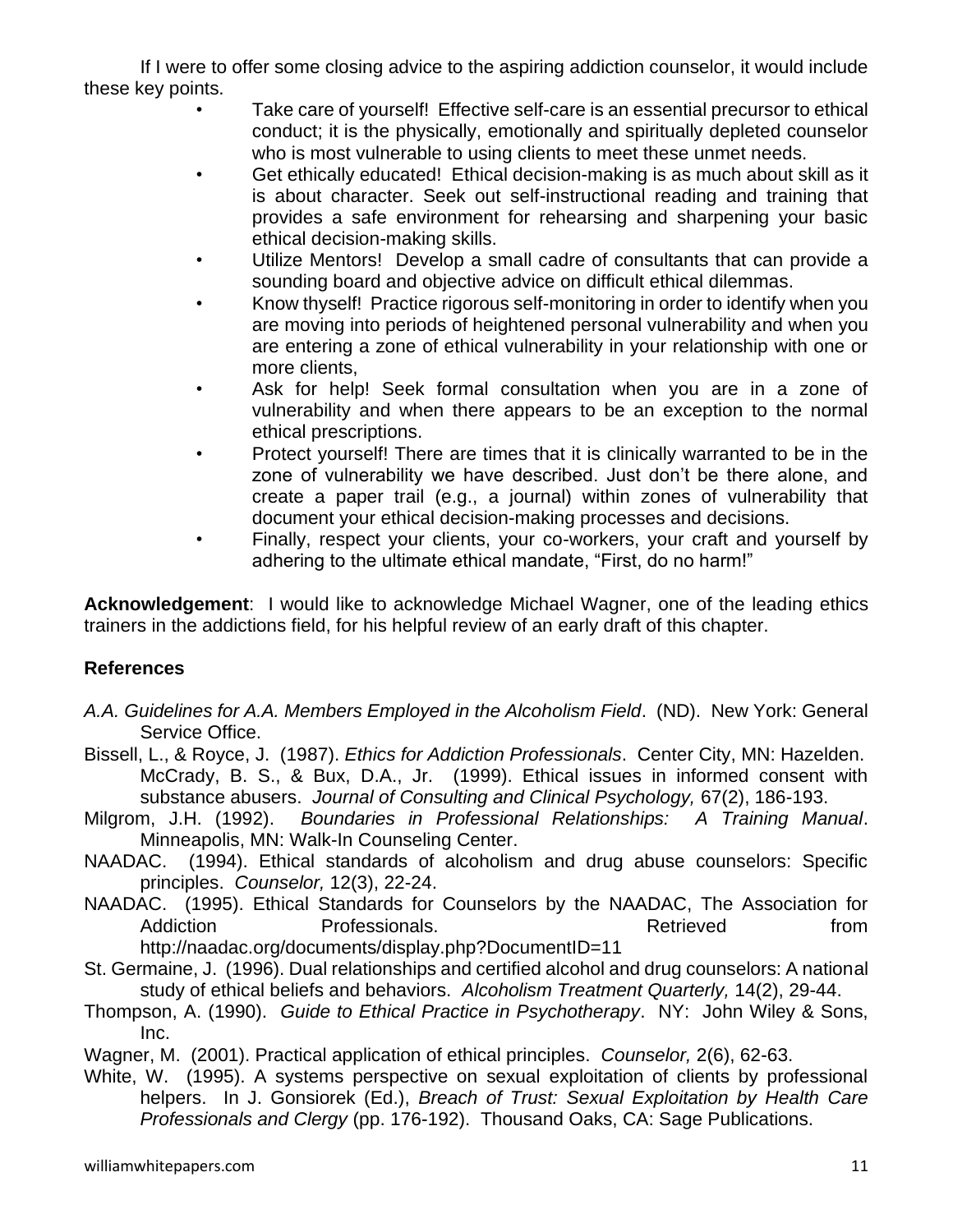If I were to offer some closing advice to the aspiring addiction counselor, it would include these key points.

- Take care of yourself! Effective self-care is an essential precursor to ethical conduct; it is the physically, emotionally and spiritually depleted counselor who is most vulnerable to using clients to meet these unmet needs.
- Get ethically educated! Ethical decision-making is as much about skill as it is about character. Seek out self-instructional reading and training that provides a safe environment for rehearsing and sharpening your basic ethical decision-making skills.
- Utilize Mentors! Develop a small cadre of consultants that can provide a sounding board and objective advice on difficult ethical dilemmas.
- Know thyself! Practice rigorous self-monitoring in order to identify when you are moving into periods of heightened personal vulnerability and when you are entering a zone of ethical vulnerability in your relationship with one or more clients,
- Ask for help! Seek formal consultation when you are in a zone of vulnerability and when there appears to be an exception to the normal ethical prescriptions.
- Protect yourself! There are times that it is clinically warranted to be in the zone of vulnerability we have described. Just don't be there alone, and create a paper trail (e.g., a journal) within zones of vulnerability that document your ethical decision-making processes and decisions.
- Finally, respect your clients, your co-workers, your craft and yourself by adhering to the ultimate ethical mandate, "First, do no harm!"

**Acknowledgement**: I would like to acknowledge Michael Wagner, one of the leading ethics trainers in the addictions field, for his helpful review of an early draft of this chapter.

## References

*A.A. Guidelines for A.A. Members Employed in the Alcoholism Field*. (ND). New York: General Service Office.

Bissell, L., & Royce, J. (1987). *Ethics for Addiction Professionals*. Center City, MN: Hazelden. McCrady, B. S., & Bux, D.A., Jr. (1999). Ethical issues in informed consent with substance abusers. *Journal of Consulting and Clinical Psychology,* 67(2), 186-193.

Milgrom, J.H. (1992). *Boundaries in Professional Relationships: A Training Manual*. Minneapolis, MN: Walk-In Counseling Center.

NAADAC. (1994). Ethical standards of alcoholism and drug abuse counselors: Specific principles. *Counselor,* 12(3), 22-24.

NAADAC. (1995). Ethical Standards for Counselors by the NAADAC, The Association for Addiction Professionals. Retrieved from http://naadac.org/documents/display.php?DocumentID=11

St. Germaine, J. (1996). Dual relationships and certified alcohol and drug counselors: A national study of ethical beliefs and behaviors. *Alcoholism Treatment Quarterly,* 14(2), 29-44.

Thompson, A. (1990). *Guide to Ethical Practice in Psychotherapy*. NY: John Wiley & Sons, Inc.

Wagner, M. (2001). Practical application of ethical principles. *Counselor,* 2(6), 62-63.

White, W. (1995). A systems perspective on sexual exploitation of clients by professional helpers. In J. Gonsiorek (Ed.), *Breach of Trust: Sexual Exploitation by Health Care Professionals and Clergy* (pp. 176-192). Thousand Oaks, CA: Sage Publications.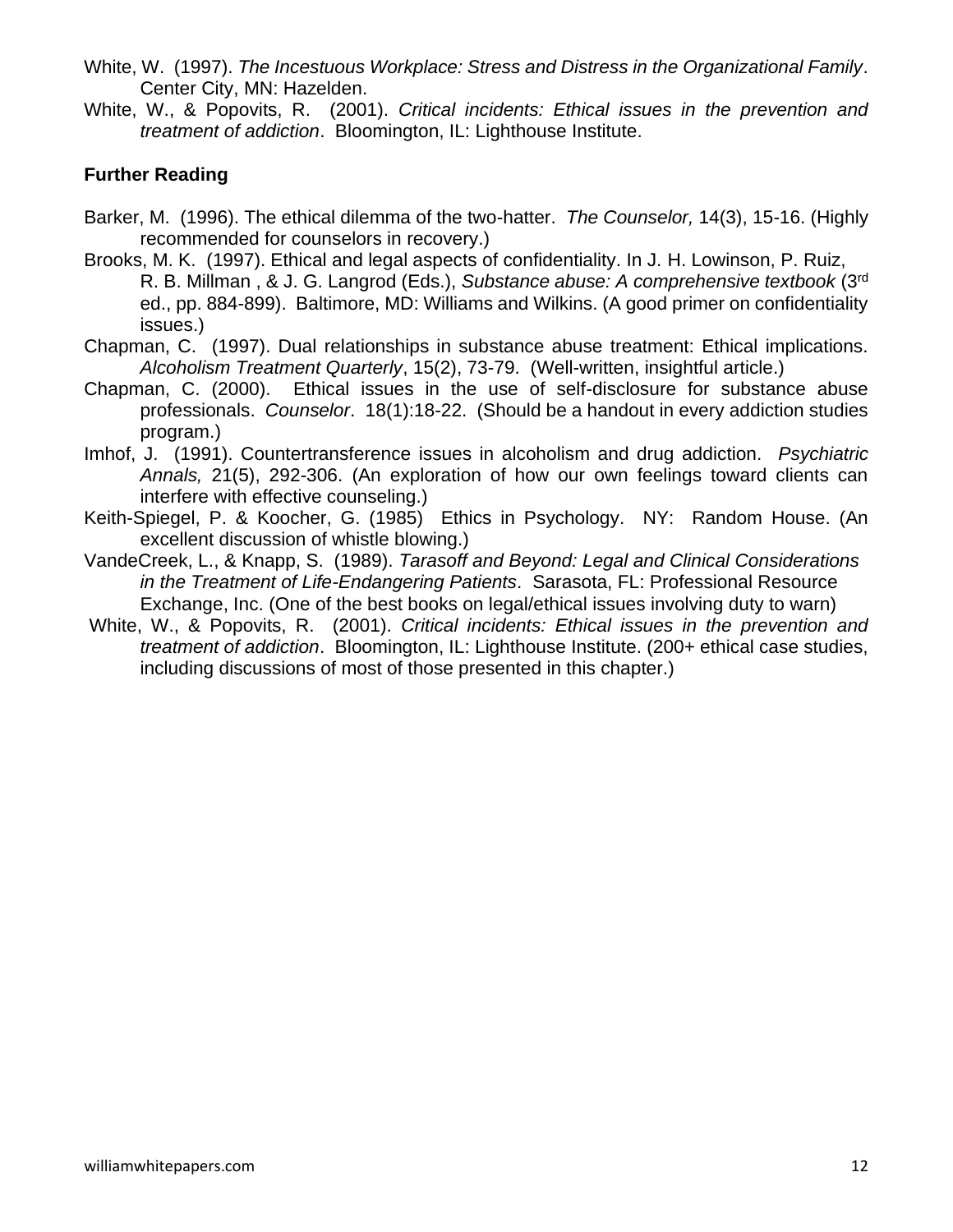White, W. (1997). *The Incestuous Workplace: Stress and Distress in the Organizational Family*. Center City, MN: Hazelden.

White, W., & Popovits, R. (2001). *Critical incidents: Ethical issues in the prevention and treatment of addiction*. Bloomington, IL: Lighthouse Institute.

## Further Reading

Barker, M. (1996). The ethical dilemma of the two-hatter. *The Counselor,* 14(3), 15-16. (Highly recommended for counselors in recovery.)

Brooks, M. K. (1997). Ethical and legal aspects of confidentiality. In J. H. Lowinson, P. Ruiz, R. B. Millman , & J. G. Langrod (Eds.), *Substance abuse: A comprehensive textbook* (3rd ed., pp. 884-899). Baltimore, MD: Williams and Wilkins. (A good primer on confidentiality issues.)

Chapman, C. (1997). Dual relationships in substance abuse treatment: Ethical implications. *Alcoholism Treatment Quarterly*, 15(2), 73-79. (Well-written, insightful article.)

Chapman, C. (2000). Ethical issues in the use of self-disclosure for substance abuse professionals. *Counselor*. 18(1):18-22. (Should be a handout in every addiction studies program.)

Imhof, J. (1991). Countertransference issues in alcoholism and drug addiction. *Psychiatric Annals,* 21(5), 292-306. (An exploration of how our own feelings toward clients can interfere with effective counseling.)

Keith-Spiegel, P. & Koocher, G. (1985) Ethics in Psychology. NY: Random House. (An excellent discussion of whistle blowing.)

VandeCreek, L., & Knapp, S. (1989). *Tarasoff and Beyond: Legal and Clinical Considerations in the Treatment of Life-Endangering Patients*. Sarasota, FL: Professional Resource Exchange, Inc. (One of the best books on legal/ethical issues involving duty to warn)

White, W., & Popovits, R. (2001). *Critical incidents: Ethical issues in the prevention and treatment of addiction*. Bloomington, IL: Lighthouse Institute. (200+ ethical case studies, including discussions of most of those presented in this chapter.)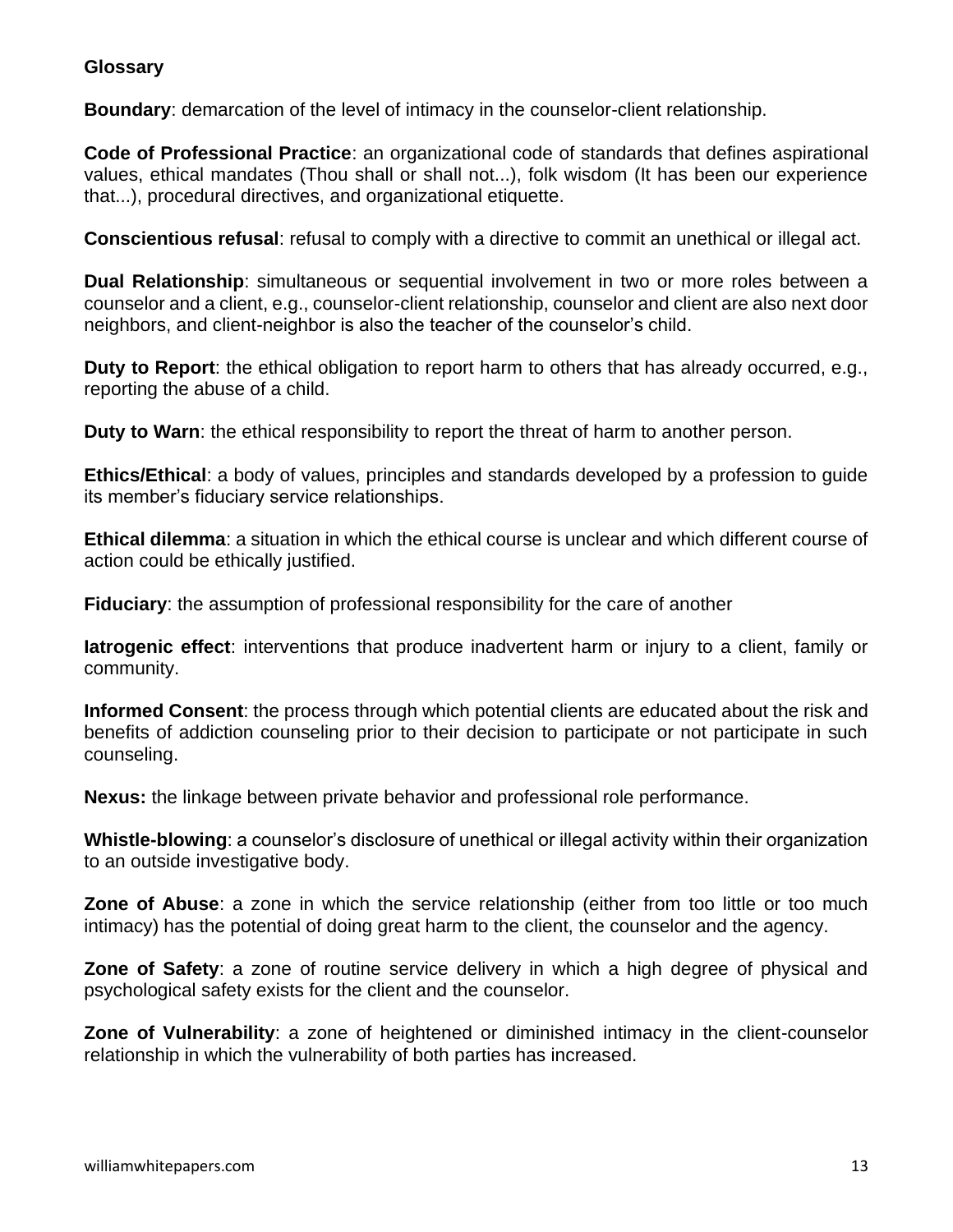**Glossary**

**Boundary**: demarcation of the level of intimacy in the counselor-client relationship.

**Code of Professional Practice**: an organizational code of standards that defines aspirational values, ethical mandates (Thou shall or shall not...), folk wisdom (It has been our experience that...), procedural directives, and organizational etiquette.

**Conscientious refusal**: refusal to comply with a directive to commit an unethical or illegal act.

**Dual Relationship**: simultaneous or sequential involvement in two or more roles between a counselor and a client, e.g., counselor-client relationship, counselor and client are also next door neighbors, and client-neighbor is also the teacher of the counselor's child.

**Duty to Report**: the ethical obligation to report harm to others that has already occurred, e.g., reporting the abuse of a child.

**Duty to Warn**: the ethical responsibility to report the threat of harm to another person.

**Ethics/Ethical**: a body of values, principles and standards developed by a profession to guide its member's fiduciary service relationships.

**Ethical dilemma**: a situation in which the ethical course is unclear and which different course of action could be ethically justified.

**Fiduciary**: the assumption of professional responsibility for the care of another

**Iatrogenic effect**: interventions that produce inadvertent harm or injury to a client, family or community.

**Informed Consent**: the process through which potential clients are educated about the risk and benefits of addiction counseling prior to their decision to participate or not participate in such counseling.

**Nexus:** the linkage between private behavior and professional role performance.

**Whistle-blowing**: a counselor's disclosure of unethical or illegal activity within their organization to an outside investigative body.

**Zone of Abuse**: a zone in which the service relationship (either from too little or too much intimacy) has the potential of doing great harm to the client, the counselor and the agency.

**Zone of Safety**: a zone of routine service delivery in which a high degree of physical and psychological safety exists for the client and the counselor.

**Zone of Vulnerability**: a zone of heightened or diminished intimacy in the client-counselor relationship in which the vulnerability of both parties has increased.